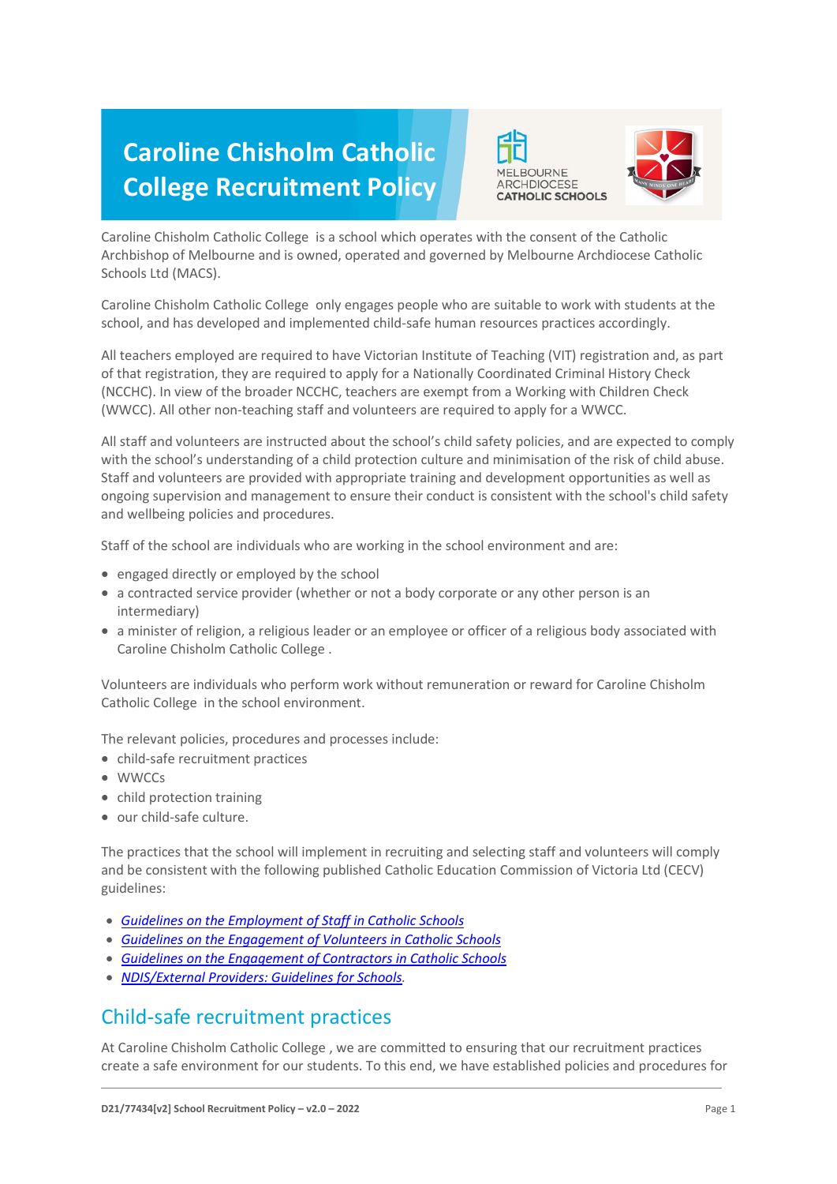# Caroline Chisholm Catholic College Recruitment Policy

MELBOURNE ARCHDIOCESE CATHOLIC SCHOOLS

Caroline Chisholm Catholic College is a school which operates with the consent of the Catholic Archbishop of Melbourne and is owned, operated and governed by Melbourne Archdiocese Catholic Schools Ltd (MACS).

Caroline Chisholm Catholic College only engages people who are suitable to work with students at the school, and has developed and implemented child-safe human resources practices accordingly.

All teachers employed are required to have Victorian Institute of Teaching (VIT) registration and, as part of that registration, they are required to apply for a Nationally Coordinated Criminal History Check (NCCHC). In view of the broader NCCHC, teachers are exempt from a Working with Children Check (WWCC). All other non-teaching staff and volunteers are required to apply for a WWCC.

All staff and volunteers are instructed about the school's child safety policies, and are expected to comply with the school's understanding of a child protection culture and minimisation of the risk of child abuse. Staff and volunteers are provided with appropriate training and development opportunities as well as ongoing supervision and management to ensure their conduct is consistent with the school's child safety and wellbeing policies and procedures.

Staff of the school are individuals who are working in the school environment and are:

- engaged directly or employed by the school
- a contracted service provider (whether or not a body corporate or any other person is an intermediary)
- a minister of religion, a religious leader or an employee or officer of a religious body associated with Caroline Chisholm Catholic College .

Volunteers are individuals who perform work without remuneration or reward for Caroline Chisholm Catholic College in the school environment.

The relevant policies, procedures and processes include:

- child-safe recruitment practices
- WWCCs
- child protection training
- our child-safe culture.

The practices that the school will implement in recruiting and selecting staff and volunteers will comply and be consistent with the following published Catholic Education Commission of Victoria Ltd (CECV) guidelines:

- *Guidelines on the Employment of Staff in Catholic Schools*
- *Guidelines on the Engagement of Volunteers in Catholic Schools*
- *Guidelines on the Engagement of Contractors in Catholic Schools*
- *NDIS/External Providers: Guidelines for Schools*.

## Child-safe recruitment practices

At Caroline Chisholm Catholic College , we are committed to ensuring that our recruitment practices create a safe environment for our students. To this end, we have established policies and procedures for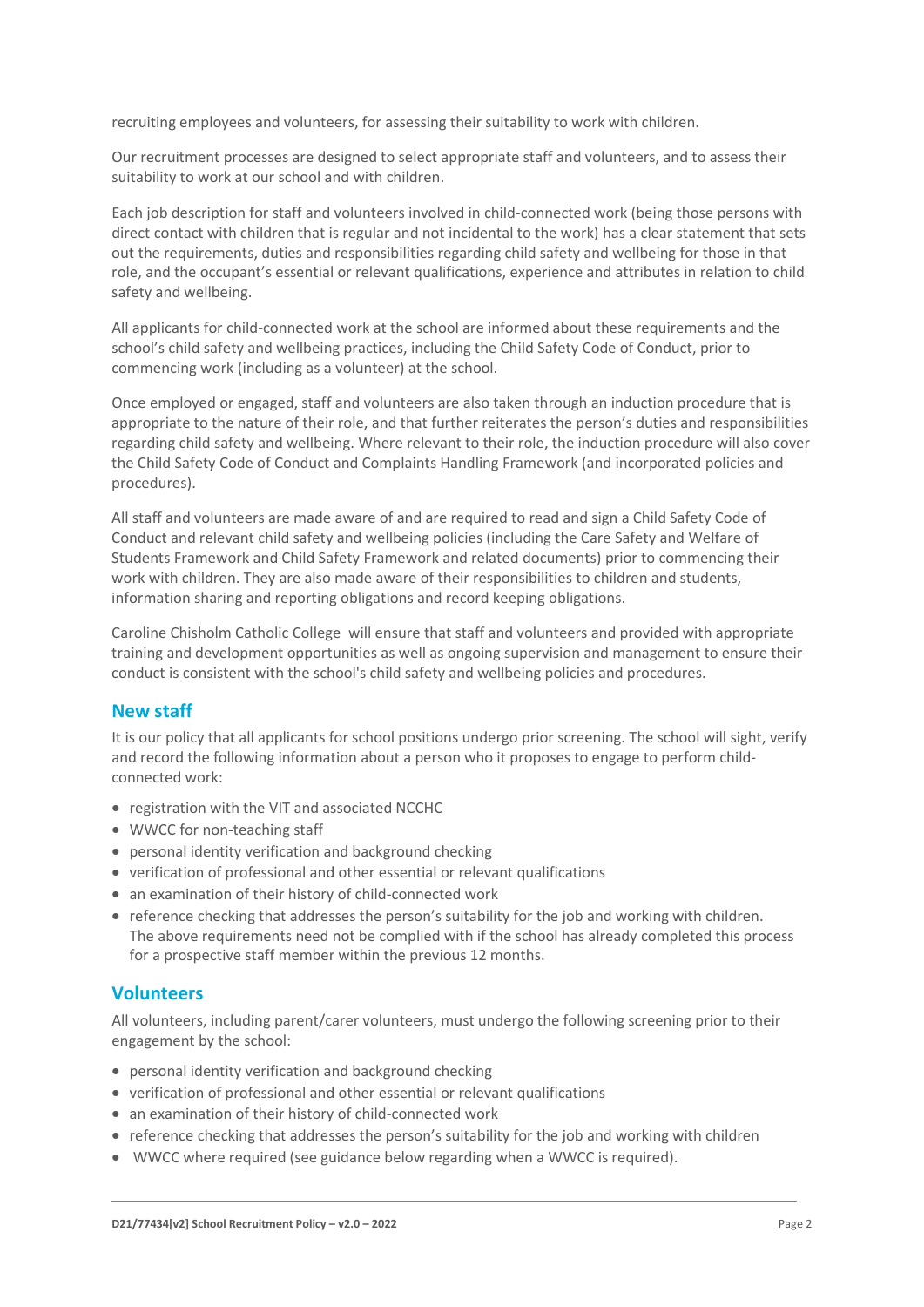recruiting employees and volunteers, for assessing their suitability to work with children.

Our recruitment processes are designed to select appropriate staff and volunteers, and to assess their suitability to work at our school and with children.

Each job description for staff and volunteers involved in child-connected work (being those persons with direct contact with children that is regular and not incidental to the work) has a clear statement that sets out the requirements, duties and responsibilities regarding child safety and wellbeing for those in that role, and the occupant's essential or relevant qualifications, experience and attributes in relation to child safety and wellbeing.

All applicants for child-connected work at the school are informed about these requirements and the school's child safety and wellbeing practices, including the Child Safety Code of Conduct, prior to commencing work (including as a volunteer) at the school.

Once employed or engaged, staff and volunteers are also taken through an induction procedure that is appropriate to the nature of their role, and that further reiterates the person's duties and responsibilities regarding child safety and wellbeing. Where relevant to their role, the induction procedure will also cover the Child Safety Code of Conduct and Complaints Handling Framework (and incorporated policies and procedures).

All staff and volunteers are made aware of and are required to read and sign a Child Safety Code of Conduct and relevant child safety and wellbeing policies (including the Care Safety and Welfare of Students Framework and Child Safety Framework and related documents) prior to commencing their work with children. They are also made aware of their responsibilities to children and students, information sharing and reporting obligations and record keeping obligations.

Caroline Chisholm Catholic College will ensure that staff and volunteers and provided with appropriate training and development opportunities as well as ongoing supervision and management to ensure their conduct is consistent with the school's child safety and wellbeing policies and procedures.

## New staff

It is our policy that all applicants for school positions undergo prior screening. The school will sight, verify and record the following information about a person who it proposes to engage to perform child-connected work:

- registration with the VIT and associated NCCHC
- WWCC for non-teaching staff
- personal identity verification and background checking
- verification of professional and other essential or relevant qualifications
- an examination of their history of child-connected work
- reference checking that addresses the person's suitability for the job and working with children. The above requirements need not be complied with if the school has already completed this process for a prospective staff member within the previous 12 months.

## Volunteers

All volunteers, including parent/carer volunteers, must undergo the following screening prior to their engagement by the school:

- personal identity verification and background checking
- verification of professional and other essential or relevant qualifications
- an examination of their history of child-connected work
- reference checking that addresses the person's suitability for the job and working with children
- WWCC where required (see guidance below regarding when a WWCC is required).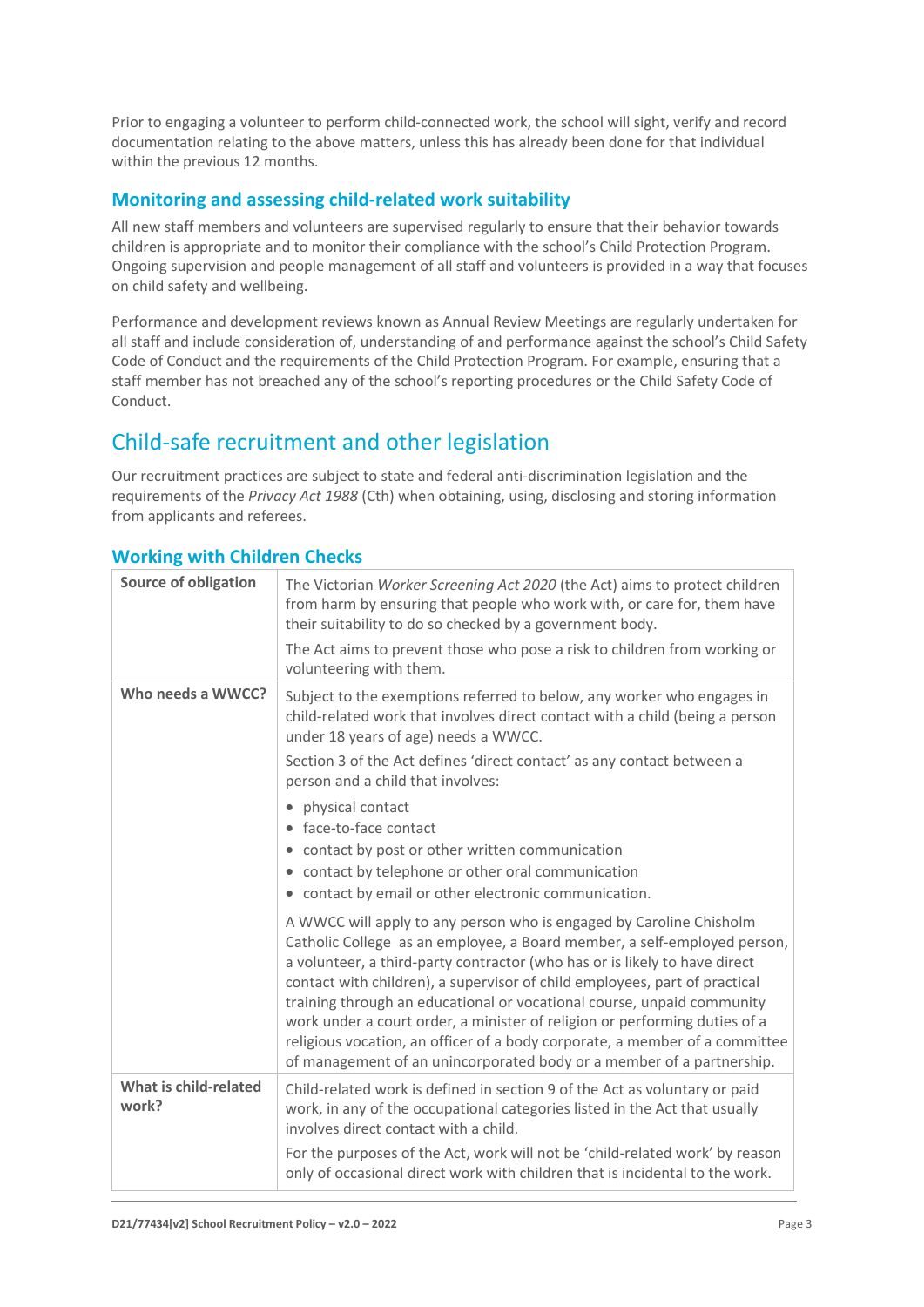Prior to engaging a volunteer to perform child-connected work, the school will sight, verify and record documentation relating to the above matters, unless this has already been done for that individual within the previous 12 months.

### Monitoring and assessing child-related work suitability

All new staff members and volunteers are supervised regularly to ensure that their behavior towards children is appropriate and to monitor their compliance with the school's Child Protection Program. Ongoing supervision and people management of all staff and volunteers is provided in a way that focuses on child safety and wellbeing.

Performance and development reviews known as Annual Review Meetings are regularly undertaken for all staff and include consideration of, understanding of and performance against the school's Child Safety Code of Conduct and the requirements of the Child Protection Program. For example, ensuring that a staff member has not breached any of the school's reporting procedures or the Child Safety Code of Conduct.

## Child-safe recruitment and other legislation

Our recruitment practices are subject to state and federal anti-discrimination legislation and the requirements of the *Privacy Act 1988* (Cth) when obtaining, using, disclosing and storing information from applicants and referees.

### Working with Children Checks

| | |
|---|---|
| **Source of obligation** | The Victorian *Worker Screening Act 2020* (the Act) aims to protect children from harm by ensuring that people who work with, or care for, them have their suitability to do so checked by a government body.<br><br>The Act aims to prevent those who pose a risk to children from working or volunteering with them. |
| **Who needs a WWCC?** | Subject to the exemptions referred to below, any worker who engages in child-related work that involves direct contact with a child (being a person under 18 years of age) needs a WWCC.<br><br>Section 3 of the Act defines 'direct contact' as any contact between a person and a child that involves:<br><br>• physical contact<br>• face-to-face contact<br>• contact by post or other written communication<br>• contact by telephone or other oral communication<br>• contact by email or other electronic communication.<br><br>A WWCC will apply to any person who is engaged by Caroline Chisholm Catholic College as an employee, a Board member, a self-employed person, a volunteer, a third-party contractor (who has or is likely to have direct contact with children), a supervisor of child employees, part of practical training through an educational or vocational course, unpaid community work under a court order, a minister of religion or performing duties of a religious vocation, an officer of a body corporate, a member of a committee of management of an unincorporated body or a member of a partnership. |
| **What is child-related work?** | Child-related work is defined in section 9 of the Act as voluntary or paid work, in any of the occupational categories listed in the Act that usually involves direct contact with a child.<br><br>For the purposes of the Act, work will not be 'child-related work' by reason only of occasional direct work with children that is incidental to the work. |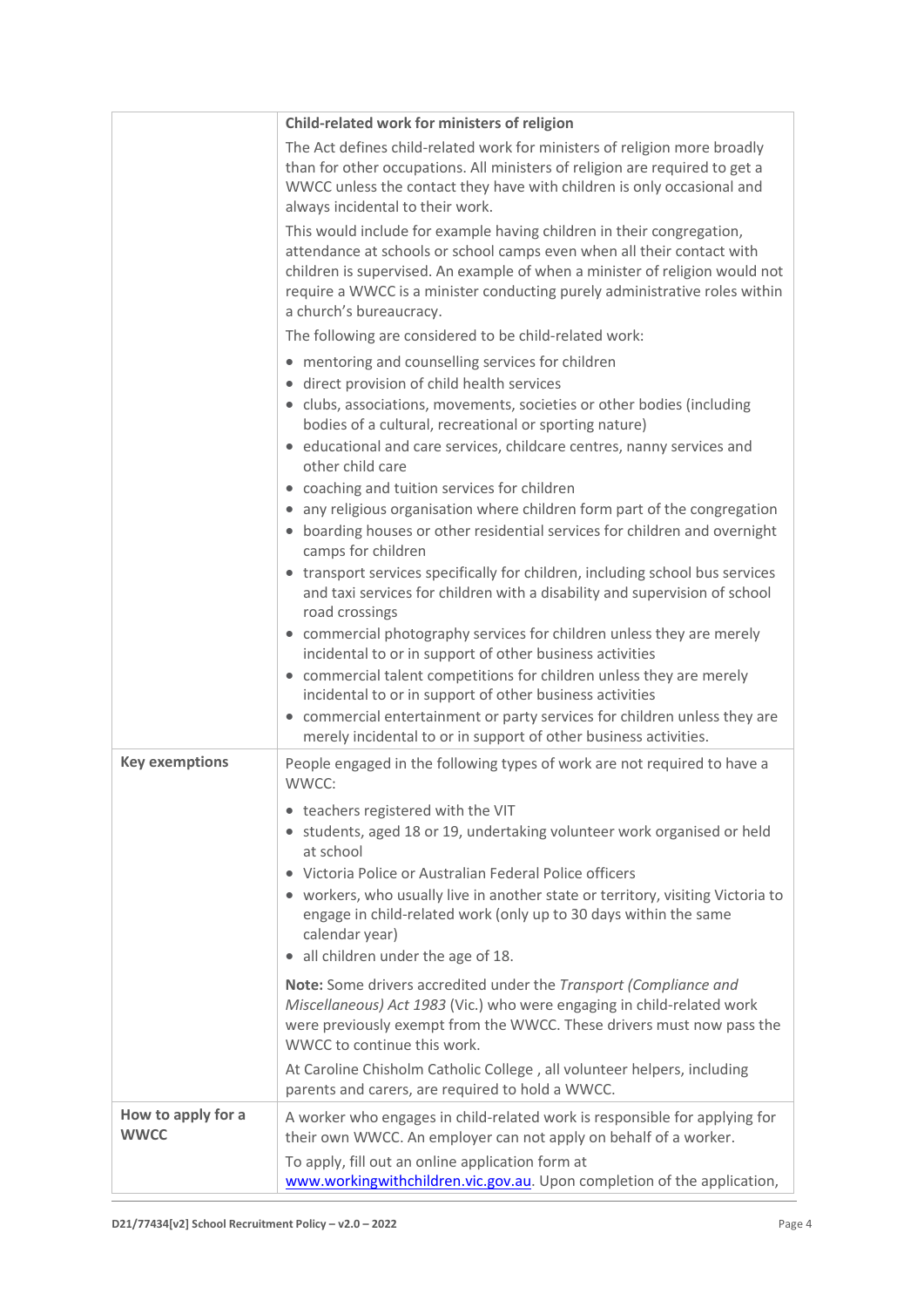| | |
|---|---|
| | **Child-related work for ministers of religion**<br><br>The Act defines child-related work for ministers of religion more broadly than for other occupations. All ministers of religion are required to get a WWCC unless the contact they have with children is only occasional and always incidental to their work.<br><br>This would include for example having children in their congregation, attendance at schools or school camps even when all their contact with children is supervised. An example of when a minister of religion would not require a WWCC is a minister conducting purely administrative roles within a church's bureaucracy.<br><br>The following are considered to be child-related work:<br><br>• mentoring and counselling services for children<br>• direct provision of child health services<br>• clubs, associations, movements, societies or other bodies (including bodies of a cultural, recreational or sporting nature)<br>• educational and care services, childcare centres, nanny services and other child care<br>• coaching and tuition services for children<br>• any religious organisation where children form part of the congregation<br>• boarding houses or other residential services for children and overnight camps for children<br>• transport services specifically for children, including school bus services and taxi services for children with a disability and supervision of school road crossings<br>• commercial photography services for children unless they are merely incidental to or in support of other business activities<br>• commercial talent competitions for children unless they are merely incidental to or in support of other business activities<br>• commercial entertainment or party services for children unless they are merely incidental to or in support of other business activities. |
| **Key exemptions** | People engaged in the following types of work are not required to have a WWCC:<br><br>• teachers registered with the VIT<br>• students, aged 18 or 19, undertaking volunteer work organised or held at school<br>• Victoria Police or Australian Federal Police officers<br>• workers, who usually live in another state or territory, visiting Victoria to engage in child-related work (only up to 30 days within the same calendar year)<br>• all children under the age of 18.<br><br>**Note:** Some drivers accredited under the *Transport (Compliance and Miscellaneous) Act 1983* (Vic.) who were engaging in child-related work were previously exempt from the WWCC. These drivers must now pass the WWCC to continue this work.<br><br>At Caroline Chisholm Catholic College , all volunteer helpers, including parents and carers, are required to hold a WWCC. |
| **How to apply for a WWCC** | A worker who engages in child-related work is responsible for applying for their own WWCC. An employer can not apply on behalf of a worker.<br><br>To apply, fill out an online application form at [www.workingwithchildren.vic.gov.au](http://www.workingwithchildren.vic.gov.au). Upon completion of the application, |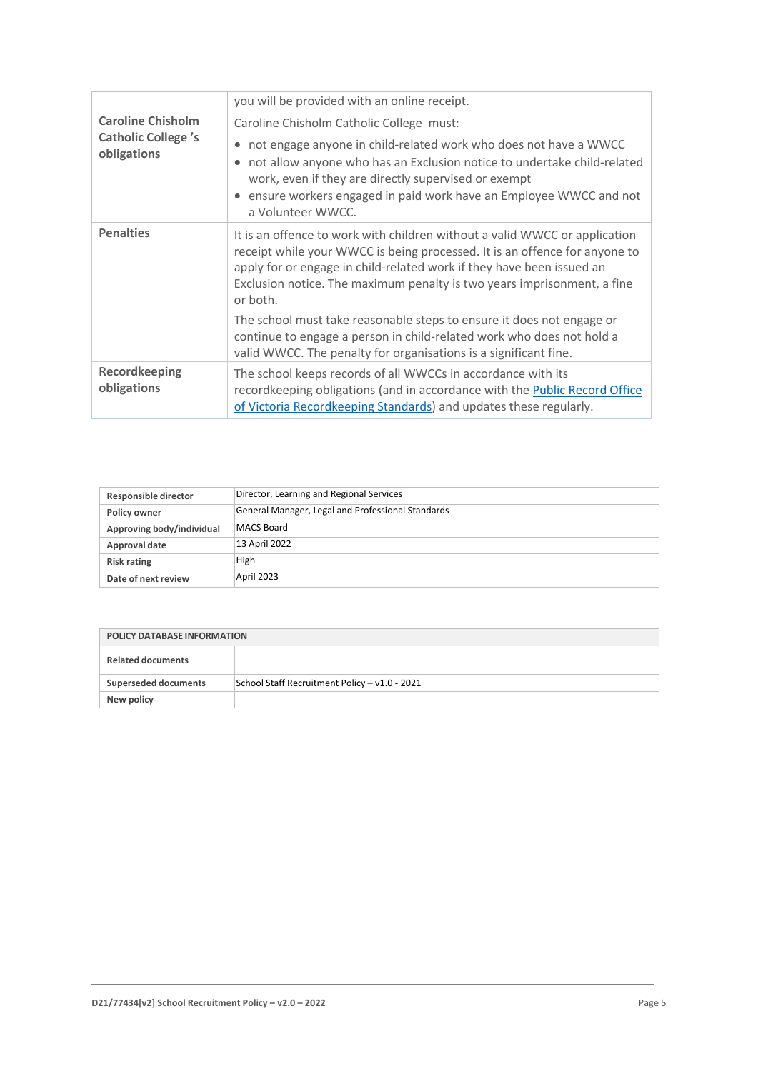| | |
|---|---|
| | you will be provided with an online receipt. |
| **Caroline Chisholm Catholic College 's obligations** | Caroline Chisholm Catholic College must:<br>• not engage anyone in child-related work who does not have a WWCC<br>• not allow anyone who has an Exclusion notice to undertake child-related work, even if they are directly supervised or exempt<br>• ensure workers engaged in paid work have an Employee WWCC and not a Volunteer WWCC. |
| **Penalties** | It is an offence to work with children without a valid WWCC or application receipt while your WWCC is being processed. It is an offence for anyone to apply for or engage in child-related work if they have been issued an Exclusion notice. The maximum penalty is two years imprisonment, a fine or both.<br>The school must take reasonable steps to ensure it does not engage or continue to engage a person in child-related work who does not hold a valid WWCC. The penalty for organisations is a significant fine. |
| **Recordkeeping obligations** | The school keeps records of all WWCCs in accordance with its recordkeeping obligations (and in accordance with the [Public Record Office of Victoria Recordkeeping Standards]) and updates these regularly. |

| | |
|---|---|
| **Responsible director** | Director, Learning and Regional Services |
| **Policy owner** | General Manager, Legal and Professional Standards |
| **Approving body/individual** | MACS Board |
| **Approval date** | 13 April 2022 |
| **Risk rating** | High |
| **Date of next review** | April 2023 |

| **POLICY DATABASE INFORMATION** | |
|---|---|
| **Related documents** | |
| **Superseded documents** | School Staff Recruitment Policy – v1.0 - 2021 |
| **New policy** | |

D21/77434[v2] School Recruitment Policy – v2.0 – 2022